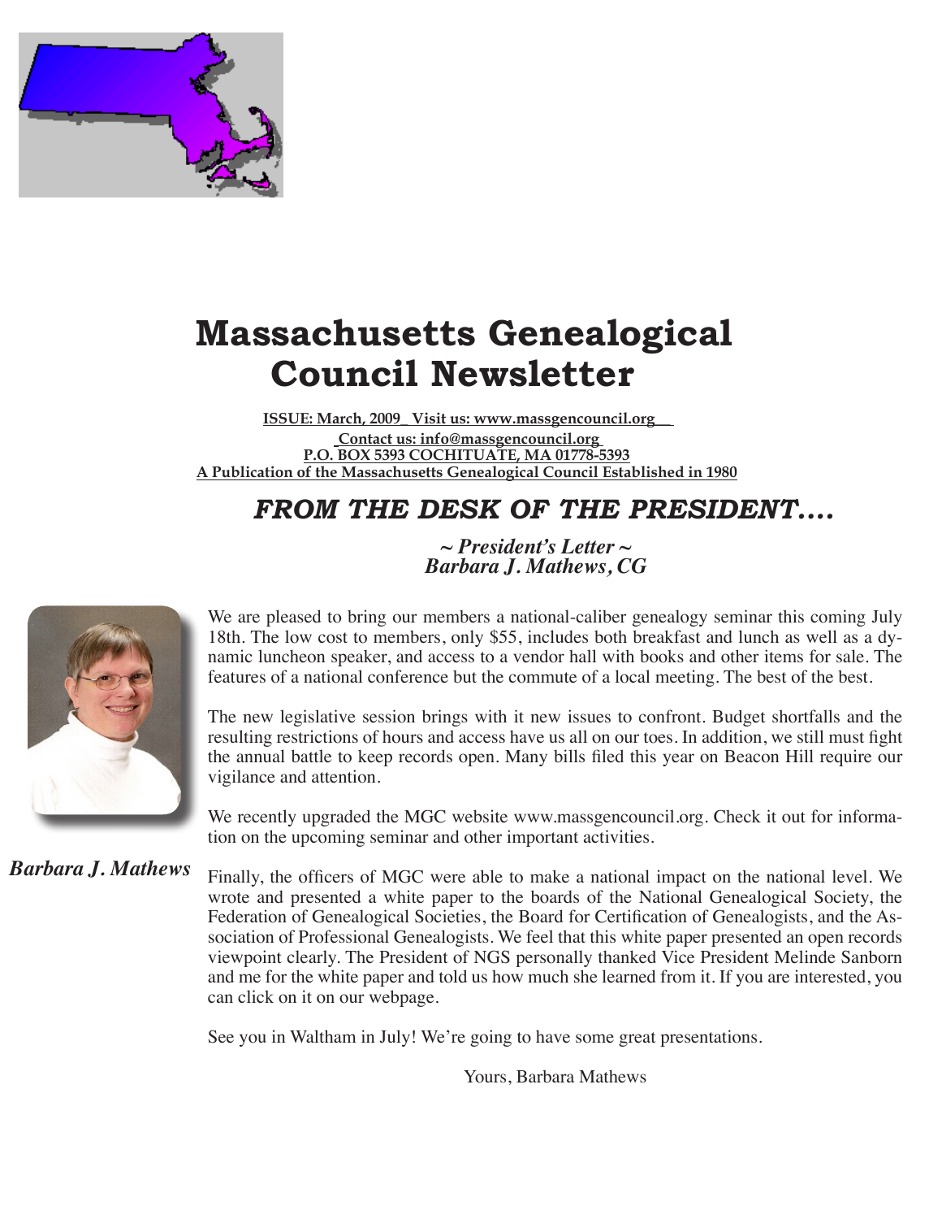# Massachusetts Genealogical Council Newsletter

**ISSUE: March, 2009_ Visit us: www.massgencouncil.org__**
**Contact us: info@massgencouncil.org**
**P.O. BOX 5393 COCHITUATE, MA 01778-5393**
**A Publication of the Massachusetts Genealogical Council Established in 1980**

## *FROM THE DESK OF THE PRESIDENT....*

***~ President's Letter ~***
***Barbara J. Mathews, CG***

*Barbara J. Mathews*

We are pleased to bring our members a national-caliber genealogy seminar this coming July 18th. The low cost to members, only $55, includes both breakfast and lunch as well as a dynamic luncheon speaker, and access to a vendor hall with books and other items for sale. The features of a national conference but the commute of a local meeting. The best of the best.

The new legislative session brings with it new issues to confront. Budget shortfalls and the resulting restrictions of hours and access have us all on our toes. In addition, we still must fight the annual battle to keep records open. Many bills filed this year on Beacon Hill require our vigilance and attention.

We recently upgraded the MGC website www.massgencouncil.org. Check it out for information on the upcoming seminar and other important activities.

Finally, the officers of MGC were able to make a national impact on the national level. We wrote and presented a white paper to the boards of the National Genealogical Society, the Federation of Genealogical Societies, the Board for Certification of Genealogists, and the Association of Professional Genealogists. We feel that this white paper presented an open records viewpoint clearly. The President of NGS personally thanked Vice President Melinde Sanborn and me for the white paper and told us how much she learned from it. If you are interested, you can click on it on our webpage.

See you in Waltham in July! We're going to have some great presentations.

Yours, Barbara Mathews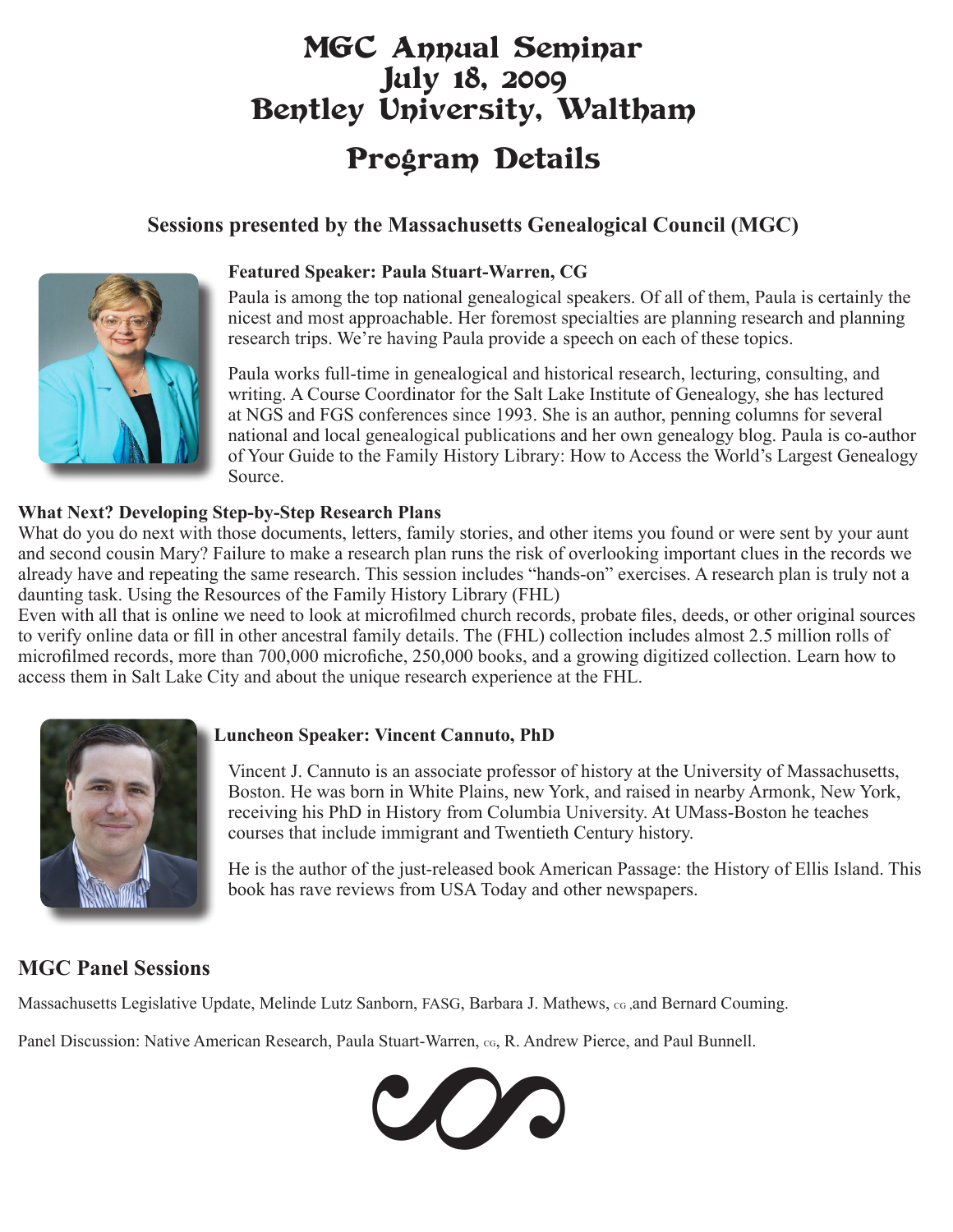# MGC Annual Seminar
# July 18, 2009
# Bentley University, Waltham

## Program Details

### Sessions presented by the Massachusetts Genealogical Council (MGC)

**Featured Speaker: Paula Stuart-Warren, CG**

Paula is among the top national genealogical speakers. Of all of them, Paula is certainly the nicest and most approachable. Her foremost specialties are planning research and planning research trips. We're having Paula provide a speech on each of these topics.

Paula works full-time in genealogical and historical research, lecturing, consulting, and writing. A Course Coordinator for the Salt Lake Institute of Genealogy, she has lectured at NGS and FGS conferences since 1993. She is an author, penning columns for several national and local genealogical publications and her own genealogy blog. Paula is co-author of Your Guide to the Family History Library: How to Access the World's Largest Genealogy Source.

**What Next? Developing Step-by-Step Research Plans**

What do you do next with those documents, letters, family stories, and other items you found or were sent by your aunt and second cousin Mary? Failure to make a research plan runs the risk of overlooking important clues in the records we already have and repeating the same research. This session includes "hands-on" exercises. A research plan is truly not a daunting task. Using the Resources of the Family History Library (FHL)

Even with all that is online we need to look at microfilmed church records, probate files, deeds, or other original sources to verify online data or fill in other ancestral family details. The (FHL) collection includes almost 2.5 million rolls of microfilmed records, more than 700,000 microfiche, 250,000 books, and a growing digitized collection. Learn how to access them in Salt Lake City and about the unique research experience at the FHL.

**Luncheon Speaker: Vincent Cannuto, PhD**

Vincent J. Cannuto is an associate professor of history at the University of Massachusetts, Boston. He was born in White Plains, new York, and raised in nearby Armonk, New York, receiving his PhD in History from Columbia University. At UMass-Boston he teaches courses that include immigrant and Twentieth Century history.

He is the author of the just-released book American Passage: the History of Ellis Island. This book has rave reviews from USA Today and other newspapers.

### MGC Panel Sessions

Massachusetts Legislative Update, Melinde Lutz Sanborn, FASG, Barbara J. Mathews, CG ,and Bernard Couming.

Panel Discussion: Native American Research, Paula Stuart-Warren, CG, R. Andrew Pierce, and Paul Bunnell.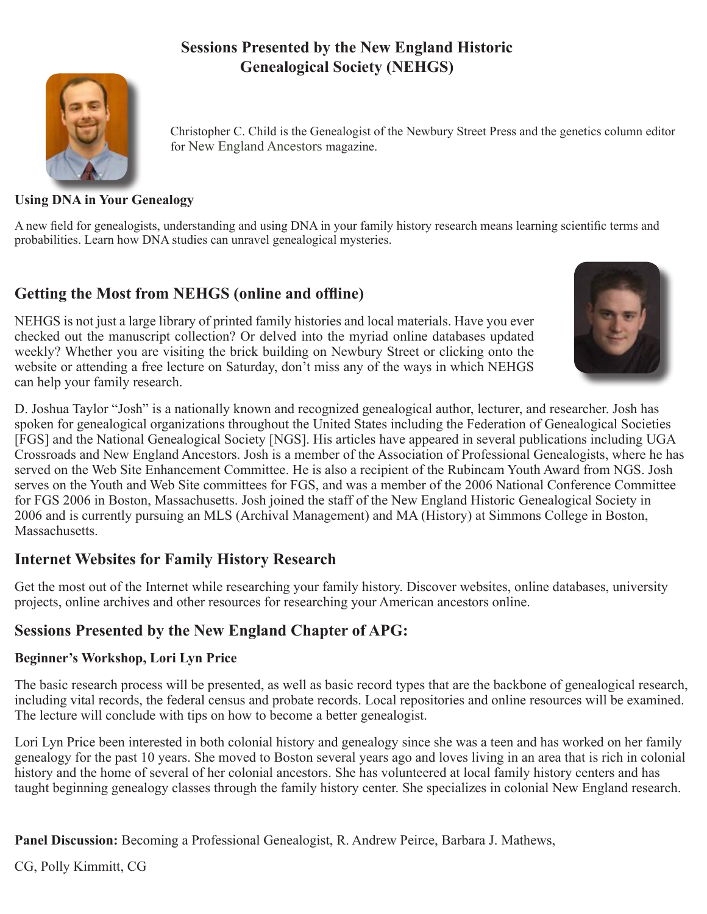# Sessions Presented by the New England Historic Genealogical Society (NEHGS)

Christopher C. Child is the Genealogist of the Newbury Street Press and the genetics column editor for New England Ancestors magazine.

### Using DNA in Your Genealogy

A new field for genealogists, understanding and using DNA in your family history research means learning scientific terms and probabilities. Learn how DNA studies can unravel genealogical mysteries.

## Getting the Most from NEHGS (online and offline)

NEHGS is not just a large library of printed family histories and local materials. Have you ever checked out the manuscript collection? Or delved into the myriad online databases updated weekly? Whether you are visiting the brick building on Newbury Street or clicking onto the website or attending a free lecture on Saturday, don't miss any of the ways in which NEHGS can help your family research.

D. Joshua Taylor "Josh" is a nationally known and recognized genealogical author, lecturer, and researcher. Josh has spoken for genealogical organizations throughout the United States including the Federation of Genealogical Societies [FGS] and the National Genealogical Society [NGS]. His articles have appeared in several publications including UGA Crossroads and New England Ancestors. Josh is a member of the Association of Professional Genealogists, where he has served on the Web Site Enhancement Committee. He is also a recipient of the Rubincam Youth Award from NGS. Josh serves on the Youth and Web Site committees for FGS, and was a member of the 2006 National Conference Committee for FGS 2006 in Boston, Massachusetts. Josh joined the staff of the New England Historic Genealogical Society in 2006 and is currently pursuing an MLS (Archival Management) and MA (History) at Simmons College in Boston, Massachusetts.

## Internet Websites for Family History Research

Get the most out of the Internet while researching your family history. Discover websites, online databases, university projects, online archives and other resources for researching your American ancestors online.

## Sessions Presented by the New England Chapter of APG:

### Beginner's Workshop, Lori Lyn Price

The basic research process will be presented, as well as basic record types that are the backbone of genealogical research, including vital records, the federal census and probate records. Local repositories and online resources will be examined. The lecture will conclude with tips on how to become a better genealogist.

Lori Lyn Price been interested in both colonial history and genealogy since she was a teen and has worked on her family genealogy for the past 10 years. She moved to Boston several years ago and loves living in an area that is rich in colonial history and the home of several of her colonial ancestors. She has volunteered at local family history centers and has taught beginning genealogy classes through the family history center. She specializes in colonial New England research.

**Panel Discussion:** Becoming a Professional Genealogist, R. Andrew Peirce, Barbara J. Mathews, CG, Polly Kimmitt, CG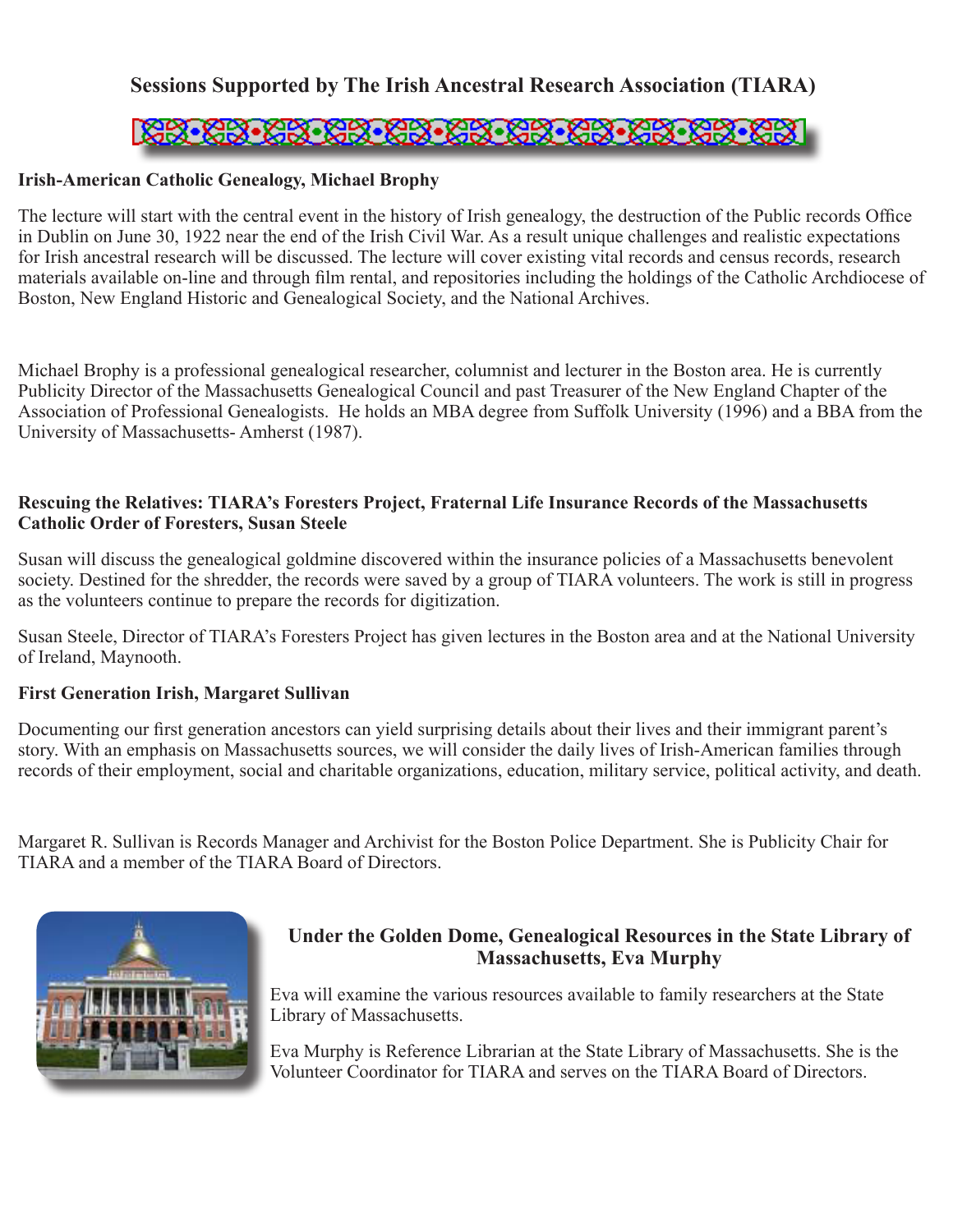## Sessions Supported by The Irish Ancestral Research Association (TIARA)

**Irish-American Catholic Genealogy, Michael Brophy**

The lecture will start with the central event in the history of Irish genealogy, the destruction of the Public records Office in Dublin on June 30, 1922 near the end of the Irish Civil War. As a result unique challenges and realistic expectations for Irish ancestral research will be discussed. The lecture will cover existing vital records and census records, research materials available on-line and through film rental, and repositories including the holdings of the Catholic Archdiocese of Boston, New England Historic and Genealogical Society, and the National Archives.

Michael Brophy is a professional genealogical researcher, columnist and lecturer in the Boston area. He is currently Publicity Director of the Massachusetts Genealogical Council and past Treasurer of the New England Chapter of the Association of Professional Genealogists. He holds an MBA degree from Suffolk University (1996) and a BBA from the University of Massachusetts- Amherst (1987).

**Rescuing the Relatives: TIARA's Foresters Project, Fraternal Life Insurance Records of the Massachusetts Catholic Order of Foresters, Susan Steele**

Susan will discuss the genealogical goldmine discovered within the insurance policies of a Massachusetts benevolent society. Destined for the shredder, the records were saved by a group of TIARA volunteers. The work is still in progress as the volunteers continue to prepare the records for digitization.

Susan Steele, Director of TIARA's Foresters Project has given lectures in the Boston area and at the National University of Ireland, Maynooth.

**First Generation Irish, Margaret Sullivan**

Documenting our first generation ancestors can yield surprising details about their lives and their immigrant parent's story. With an emphasis on Massachusetts sources, we will consider the daily lives of Irish-American families through records of their employment, social and charitable organizations, education, military service, political activity, and death.

Margaret R. Sullivan is Records Manager and Archivist for the Boston Police Department. She is Publicity Chair for TIARA and a member of the TIARA Board of Directors.

**Under the Golden Dome, Genealogical Resources in the State Library of Massachusetts, Eva Murphy**

Eva will examine the various resources available to family researchers at the State Library of Massachusetts.

Eva Murphy is Reference Librarian at the State Library of Massachusetts. She is the Volunteer Coordinator for TIARA and serves on the TIARA Board of Directors.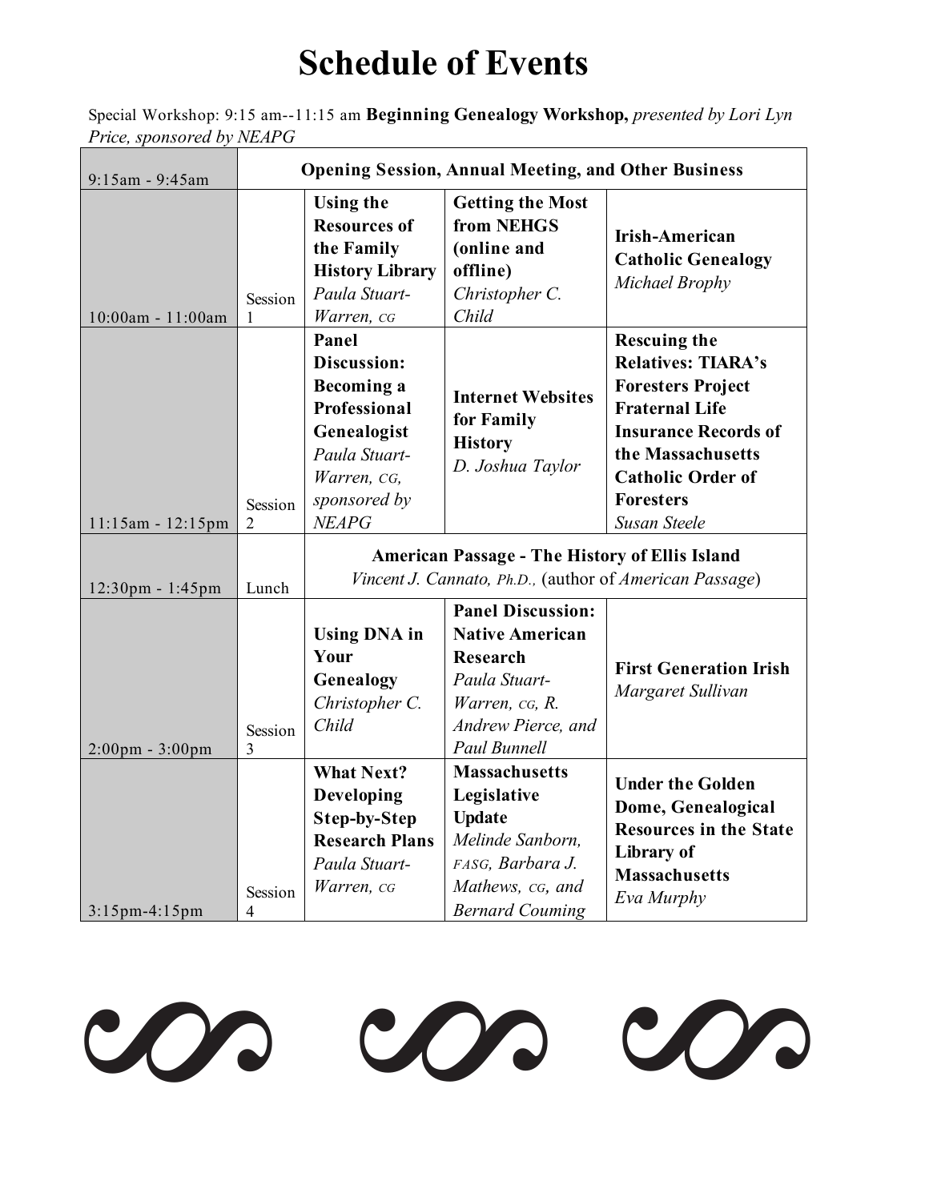# Schedule of Events

Special Workshop: 9:15 am--11:15 am **Beginning Genealogy Workshop,** *presented by Lori Lyn Price, sponsored by NEAPG*

| 9:15am - 9:45am | | **Opening Session, Annual Meeting, and Other Business** | | |
|---|---|---|---|---|
| 10:00am - 11:00am | Session 1 | **Using the Resources of the Family History Library** *Paula Stuart-Warren, CG* | **Getting the Most from NEHGS (online and offline)** *Christopher C. Child* | **Irish-American Catholic Genealogy** *Michael Brophy* |
| 11:15am - 12:15pm | Session 2 | **Panel Discussion: Becoming a Professional Genealogist** *Paula Stuart-Warren, CG, sponsored by NEAPG* | **Internet Websites for Family History** *D. Joshua Taylor* | **Rescuing the Relatives: TIARA's Foresters Project Fraternal Life Insurance Records of the Massachusetts Catholic Order of Foresters** *Susan Steele* |
| 12:30pm - 1:45pm | Lunch | **American Passage - The History of Ellis Island** *Vincent J. Cannato, Ph.D.,* (author of *American Passage*) | | |
| 2:00pm - 3:00pm | Session 3 | **Using DNA in Your Genealogy** *Christopher C. Child* | **Panel Discussion: Native American Research** *Paula Stuart-Warren, CG, R. Andrew Pierce, and Paul Bunnell* | **First Generation Irish** *Margaret Sullivan* |
| 3:15pm-4:15pm | Session 4 | **What Next? Developing Step-by-Step Research Plans** *Paula Stuart-Warren, CG* | **Massachusetts Legislative Update** *Melinde Sanborn, FASG, Barbara J. Mathews, CG, and Bernard Couming* | **Under the Golden Dome, Genealogical Resources in the State Library of Massachusetts** *Eva Murphy* |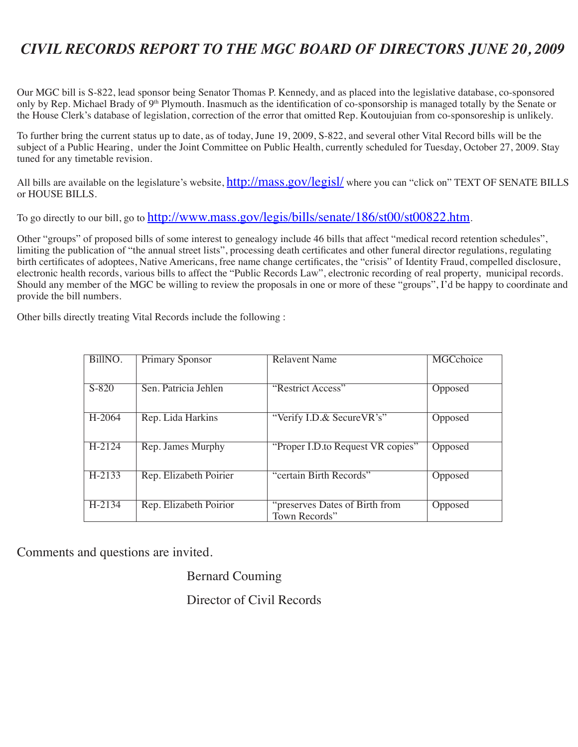# *CIVIL RECORDS REPORT TO THE MGC BOARD OF DIRECTORS JUNE 20, 2009*

Our MGC bill is S-822, lead sponsor being Senator Thomas P. Kennedy, and as placed into the legislative database, co-sponsored only by Rep. Michael Brady of 9th Plymouth. Inasmuch as the identification of co-sponsorship is managed totally by the Senate or the House Clerk's database of legislation, correction of the error that omitted Rep. Koutoujuian from co-sponsoreship is unlikely.

To further bring the current status up to date, as of today, June 19, 2009, S-822, and several other Vital Record bills will be the subject of a Public Hearing, under the Joint Committee on Public Health, currently scheduled for Tuesday, October 27, 2009. Stay tuned for any timetable revision.

All bills are available on the legislature's website, http://mass.gov/legisl/ where you can "click on" TEXT OF SENATE BILLS or HOUSE BILLS.

To go directly to our bill, go to http://www.mass.gov/legis/bills/senate/186/st00/st00822.htm.

Other "groups" of proposed bills of some interest to genealogy include 46 bills that affect "medical record retention schedules", limiting the publication of "the annual street lists", processing death certificates and other funeral director regulations, regulating birth certificates of adoptees, Native Americans, free name change certificates, the "crisis" of Identity Fraud, compelled disclosure, electronic health records, various bills to affect the "Public Records Law", electronic recording of real property, municipal records. Should any member of the MGC be willing to review the proposals in one or more of these "groups", I'd be happy to coordinate and provide the bill numbers.

Other bills directly treating Vital Records include the following :

| BillNO. | Primary Sponsor | Relavent Name | MGCchoice |
|---|---|---|---|
| S-820 | Sen. Patricia Jehlen | "Restrict Access" | Opposed |
| H-2064 | Rep. Lida Harkins | "Verify I.D.& SecureVR's" | Opposed |
| H-2124 | Rep. James Murphy | "Proper I.D.to Request VR copies" | Opposed |
| H-2133 | Rep. Elizabeth Poirier | "certain Birth Records" | Opposed |
| H-2134 | Rep. Elizabeth Poirior | "preserves Dates of Birth from Town Records" | Opposed |

Comments and questions are invited.

Bernard Couming

Director of Civil Records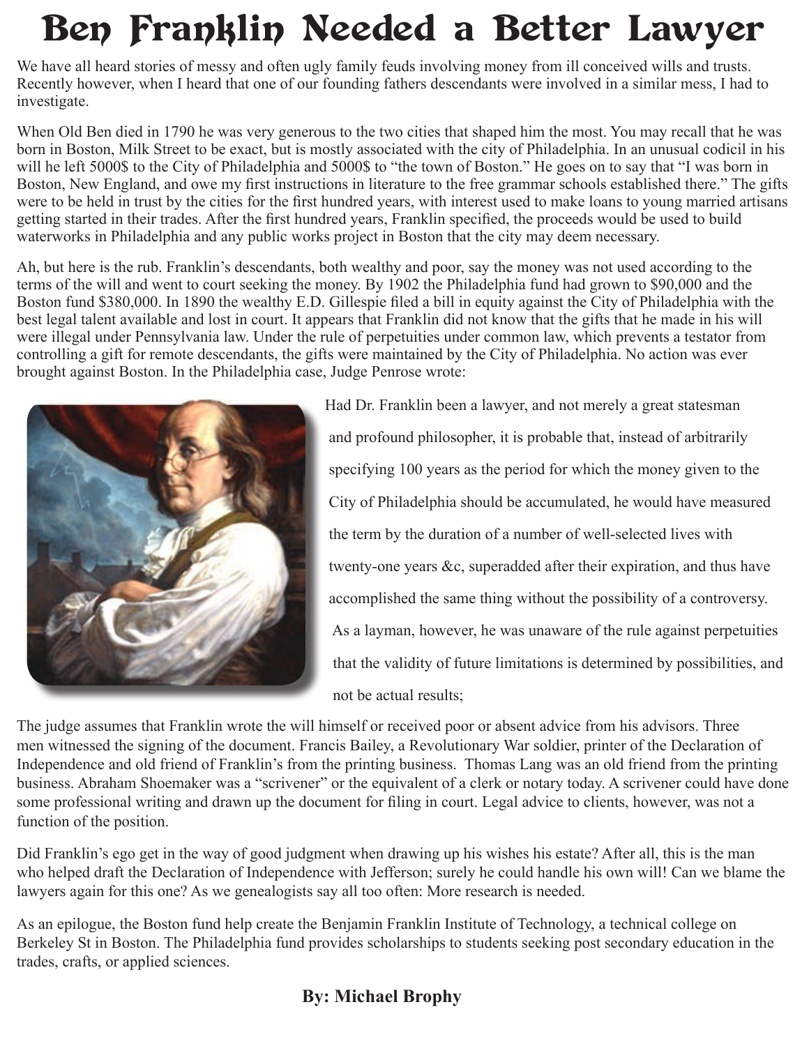# Ben Franklin Needed a Better Lawyer

We have all heard stories of messy and often ugly family feuds involving money from ill conceived wills and trusts. Recently however, when I heard that one of our founding fathers descendants were involved in a similar mess, I had to investigate.

When Old Ben died in 1790 he was very generous to the two cities that shaped him the most. You may recall that he was born in Boston, Milk Street to be exact, but is mostly associated with the city of Philadelphia. In an unusual codicil in his will he left 5000$ to the City of Philadelphia and 5000$ to "the town of Boston." He goes on to say that "I was born in Boston, New England, and owe my first instructions in literature to the free grammar schools established there." The gifts were to be held in trust by the cities for the first hundred years, with interest used to make loans to young married artisans getting started in their trades. After the first hundred years, Franklin specified, the proceeds would be used to build waterworks in Philadelphia and any public works project in Boston that the city may deem necessary.

Ah, but here is the rub. Franklin's descendants, both wealthy and poor, say the money was not used according to the terms of the will and went to court seeking the money. By 1902 the Philadelphia fund had grown to $90,000 and the Boston fund $380,000. In 1890 the wealthy E.D. Gillespie filed a bill in equity against the City of Philadelphia with the best legal talent available and lost in court. It appears that Franklin did not know that the gifts that he made in his will were illegal under Pennsylvania law. Under the rule of perpetuities under common law, which prevents a testator from controlling a gift for remote descendants, the gifts were maintained by the City of Philadelphia. No action was ever brought against Boston. In the Philadelphia case, Judge Penrose wrote:

> Had Dr. Franklin been a lawyer, and not merely a great statesman and profound philosopher, it is probable that, instead of arbitrarily specifying 100 years as the period for which the money given to the City of Philadelphia should be accumulated, he would have measured the term by the duration of a number of well-selected lives with twenty-one years &c, superadded after their expiration, and thus have accomplished the same thing without the possibility of a controversy. As a layman, however, he was unaware of the rule against perpetuities that the validity of future limitations is determined by possibilities, and not be actual results;

The judge assumes that Franklin wrote the will himself or received poor or absent advice from his advisors. Three men witnessed the signing of the document. Francis Bailey, a Revolutionary War soldier, printer of the Declaration of Independence and old friend of Franklin's from the printing business. Thomas Lang was an old friend from the printing business. Abraham Shoemaker was a "scrivener" or the equivalent of a clerk or notary today. A scrivener could have done some professional writing and drawn up the document for filing in court. Legal advice to clients, however, was not a function of the position.

Did Franklin's ego get in the way of good judgment when drawing up his wishes his estate? After all, this is the man who helped draft the Declaration of Independence with Jefferson; surely he could handle his own will! Can we blame the lawyers again for this one? As we genealogists say all too often: More research is needed.

As an epilogue, the Boston fund help create the Benjamin Franklin Institute of Technology, a technical college on Berkeley St in Boston. The Philadelphia fund provides scholarships to students seeking post secondary education in the trades, crafts, or applied sciences.

**By: Michael Brophy**